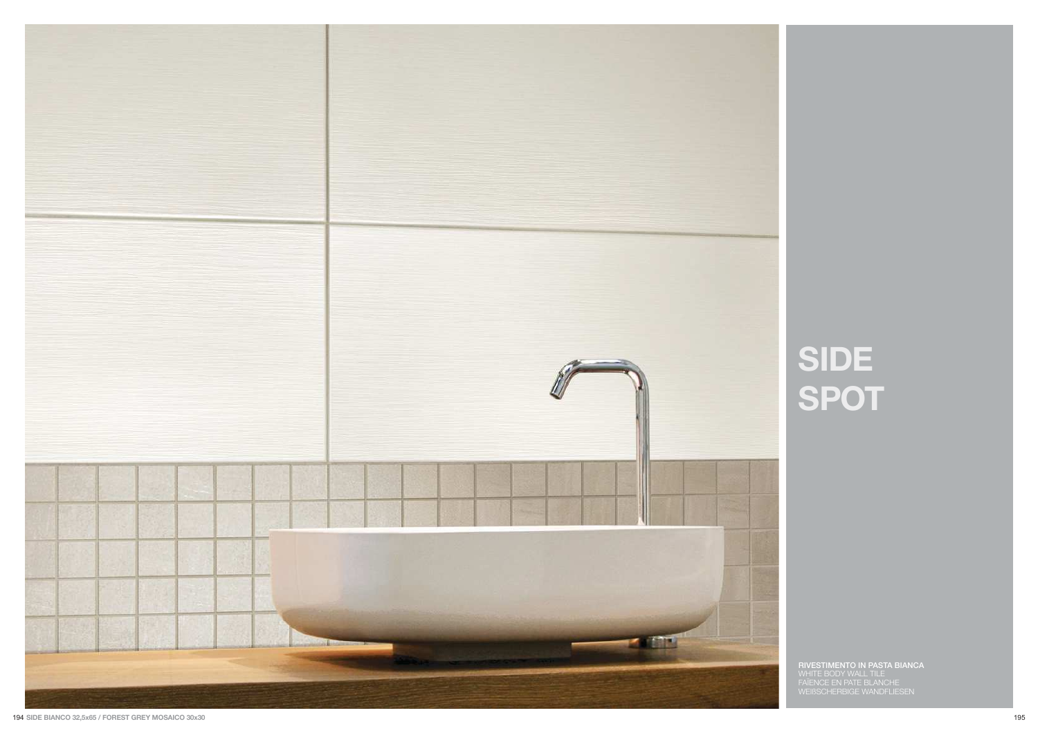# SIDE
# SPOT

**RIVESTIMENTO IN PASTA BIANCA**
WHITE BODY WALL TILE
FAÏENCE EN PATE BLANCHE
WEIßSCHERBIGE WANDFLIESEN

SIDE BIANCO 32,5x65 / FOREST GREY MOSAICO 30x30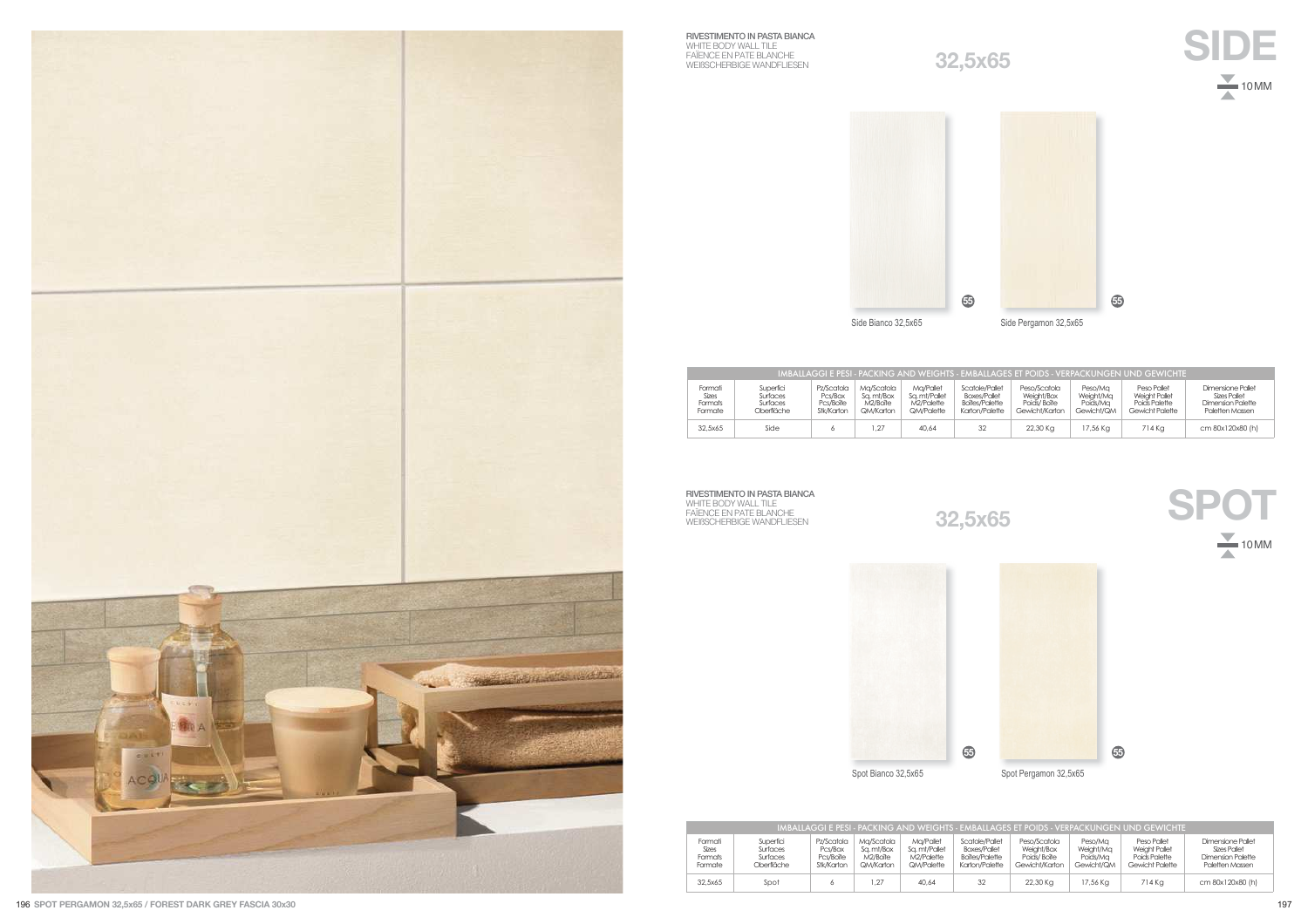SPOT PERGAMON 32,5x65 / FOREST DARK GREY FASCIA 30x30

# SIDE

RIVESTIMENTO IN PASTA BIANCA
WHITE BODY WALL TILE
FAÏENCE EN PATE BLANCHE
WEIẞSCHERBIGE WANDFLIESEN

## 32,5x65

10 MM

Side Bianco 32,5x65

Side Pergamon 32,5x65

| IMBALLAGGI E PESI - PACKING AND WEIGHTS - EMBALLAGES ET POIDS - VERPACKUNGEN UND GEWICHTE | | | | | | | | | |
|---|---|---|---|---|---|---|---|---|---|
| Formati Sizes Formats Formate | Superfici Surfaces Surfaces Oberfläche | Pz/Scatola Pcs/Box Pcs/Boîte Stk/Karton | Mq/Scatola Sq. mt/Box M2/Boîte QM/Karton | Mq/Pallet Sq. mt/Pallet M2/Palette QM/Palette | Scatole/Pallet Boxes/Pallet Boîtes/Palette Karton/Palette | Peso/Scatola Weight/Box Poids/ Boîte Gewicht/Karton | Peso/Mq Weight/Mq Poids/Mq Gewicht/QM | Peso Pallet Weight Pallet Poids Palette Gewicht Palette | Dimensione Pallet Sizes Pallet Dimension Palette Paletten Massen |
| 32,5x65 | Side | 6 | 1,27 | 40,64 | 32 | 22,30 Kg | 17,56 Kg | 714 Kg | cm 80x120x80 (h) |

# SPOT

RIVESTIMENTO IN PASTA BIANCA
WHITE BODY WALL TILE
FAÏENCE EN PATE BLANCHE
WEIẞSCHERBIGE WANDFLIESEN

## 32,5x65

10 MM

Spot Bianco 32,5x65

Spot Pergamon 32,5x65

| IMBALLAGGI E PESI - PACKING AND WEIGHTS - EMBALLAGES ET POIDS - VERPACKUNGEN UND GEWICHTE | | | | | | | | | |
|---|---|---|---|---|---|---|---|---|---|
| Formati Sizes Formats Formate | Superfici Surfaces Surfaces Oberfläche | Pz/Scatola Pcs/Box Pcs/Boîte Stk/Karton | Mq/Scatola Sq. mt/Box M2/Boîte QM/Karton | Mq/Pallet Sq. mt/Pallet M2/Palette QM/Palette | Scatole/Pallet Boxes/Pallet Boîtes/Palette Karton/Palette | Peso/Scatola Weight/Box Poids/ Boîte Gewicht/Karton | Peso/Mq Weight/Mq Poids/Mq Gewicht/QM | Peso Pallet Weight Pallet Poids Palette Gewicht Palette | Dimensione Pallet Sizes Pallet Dimension Palette Paletten Massen |
| 32,5x65 | Spot | 6 | 1,27 | 40,64 | 32 | 22,30 Kg | 17,56 Kg | 714 Kg | cm 80x120x80 (h) |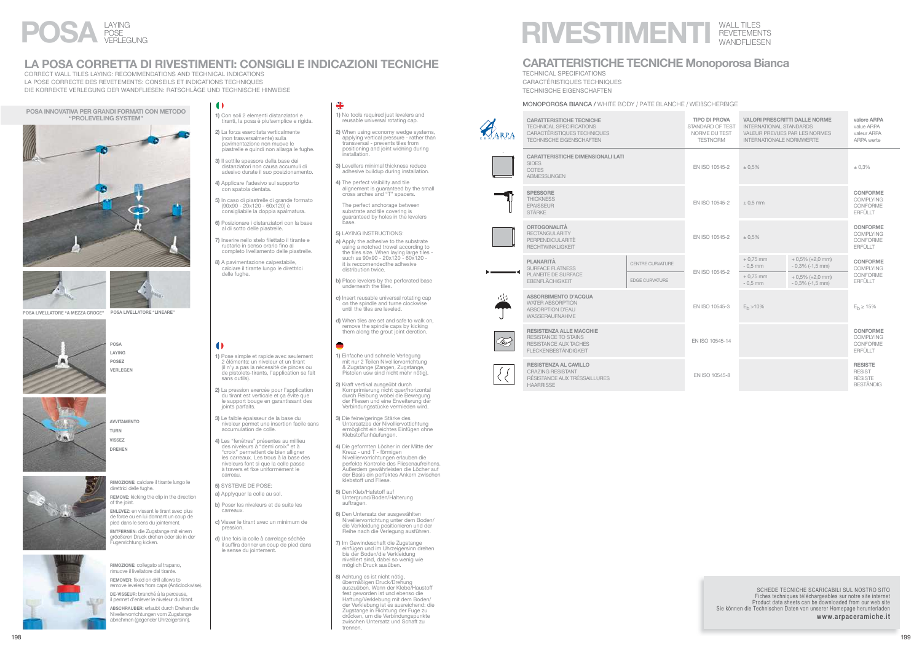# POSA LAYING POSE VERLEGUNG

## LA POSA CORRETTA DI RIVESTIMENTI: CONSIGLI E INDICAZIONI TECNICHE

CORRECT WALL TILES LAYING: RECOMMENDATIONS AND TECHNICAL INDICATIONS
LA POSE CORRECTE DES REVETEMENTS: CONSEILS ET INDICATIONS TECHNIQUES
DIE KORREKTE VERLEGUNG DER WANDFLIESEN: RATSCHLÄGE UND TECHNISCHE HINWEISE

**POSA INNOVATIVA PER GRANDI FORMATI CON METODO "PROLEVELING SYSTEM"**

POSA LIVELLATORE "A MEZZA CROCE"

POSA LIVELLATORE "LINEARE"

POSA
LAYING
POSEZ
VERLEGEN

AVVITAMENTO
TURN
VISSEZ
DREHEN

**RIMOZIONE:** calciare il tirante lungo le direttrici delle fughe.

**REMOVE:** kicking the clip in the direction of the joint.

**ENLEVEZ:** en vissant le tirant avec plus de force ou en lui donnant un coup de pied dans le sens du jointement.

**ENTFERNEN:** die Zugstange mit einem grö0eren Druck drehen oder sie in der Fugenrichtung kicken.

**RIMOZIONE:** collegato al trapano, rimuove il livellatore dal tirante.

**REMOVER:** fixed on drill allows to remove levelers from caps (Anticlockwise).

**DE-VISSEUR:** branché à la perceuse, il permet d'enlever le niveleur du tirant.

**ABSCHRAUBER:** erlaubt durch Drehen die Nivelliervorrichtungen vom Zugstange abnehmen (gegender Uhrzeigersinn).

### IT

1) Con soli 2 elementi distanziatori e tiranti, la posa è piu'semplice e rigida.
2) La forza esercitata verticalmente (non trasversalmente) sulla pavimentazione non muove le piastrelle e quindi non allarga le fughe.
3) Il sottile spessore della base dei distanziatori non causa accumuli di adesivo durate il suo posizionamento.
4) Applicare l'adesivo sul supporto con spatola dentata.
5) In caso di piastrelle di grande formato (90x90 - 20x120 - 60x120) è consigliabile la doppia spalmatura.
6) Posizionare i distanziatori con la base al di sotto delle piastrelle.
7) Inserire nello stelo filettato il tirante e ruotarlo in senso orario fino al completo livellamento delle piastrelle.
8) A pavimentazione calpestabile, calciare il tirante lungo le direttrici delle fughe.

### FR

1) Pose simple et rapide avec seulement 2 éléments: un niveleur et un tirant (il n'y a pas la nécessité de pinces ou de pistolets-tirants, l'application se fait sans outils).
2) La pression exercée pour l'application du tirant est verticale et ça évite que le support bouge en garantissant des joints parfaits.
3) Le faible épaisseur de la base du niveleur permet une insertion facile sans accumulation de colle.
4) Les "fenêtres" présentes au millieu des niveleurs à "demi croix" et à "croix" permettent de bien alligner les carreaux. Les trous à la base des niveleurs font si que la colle passe à travers et fixe uniformément le carreau.

5) SYSTEME DE POSE:

a) Applyquer la colle au sol.

b) Poser les niveleurs et de suite les carreaux.

c) Visser le tirant avec un minimum de pression.

d) Une fois la colle à carrelage séchée il suffira donner un coup de pied dans le sense du jointement.

### EN

1) No tools required just levelers and reusable universal rotating cap.
2) When using economy wedge systems, applying vertical pressure - rather than transversal - prevents tiles from positioning and joint widning during installation.
3) Levellers minimal thickness reduce adhesive buildup during installation.
4) The perfect visibility and tile alignement is guaranteed by the small cross arches and "T" spacers.

   The perfect anchorage between substrate and tile covering is guaranteed by holes in the levelers base.

5) LAYING INSTRUCTIONS:

a) Apply the adhesive to the substrate using a notched trowel according to the tiles size. When laying large tiles - such as 90x90 - 20x120 - 60x120 - it is reccomendedthe adhesive distribution twice.

b) Place levelers by the perforated base underneath the tiles.

c) Insert reusable universal rotating cap on the spindle and turne clockwise until the tiles are leveled.

d) When tiles are set and safe to walk on, remove the spindle caps by kicking them along the grout joint derction.

### DE

1) Einfache und schnelle Verlegung mit nur 2 Teilen Nivelliervorrichtung & Zugstange (Zangen, Zugstange, Pistolen usw sind nicht mehr nötig).
2) Kraft vertikal ausgeübt durch Komprimierung nicht quer/horizontal durch Reibung wobei die Bewegung der Fliesen und eine Erweiterung der Verbindungsstücke vermieden wird.
3) Die feine/geringe Stärke des Untersatzes der Nivelliervottichtung ermöglicht ein leichtes Einfügen ohne Klebstoffanhäufungen.
4) Die geformten Löcher in der Mitte der Kreuz - und T - förmigen Nivelliervorrichtungen erlauben die perfekte Kontrolle des Fliesenaufreihens. Außerdem gewährleisten die Löcher auf der Basis ein perfektes Ankern zwischen klebstoff und Fliese.
5) Den Kleb/Hafstoff auf Untergrund/Boden/Halterung auftragen.
6) Den Untersatz der ausgewählten Nivelliervorrichtung unter dem Boden/ die Verkleidung positionieren und der Reihe nach die Verlegung ausführen.
7) Im Gewindeschaft die Zugstange einfügen und im Uhrzeigersinn drehen bis der Boden/die Verkleidung nivelliert sind, dabei so wenig wie möglich Druck ausüben.
8) Achtung es ist nicht nötig, übermäßigen Druck/Drehung auszuüben. Wenn der Klebe/Haustoff fest geworden ist und ebenso die Haftung/Verklebung mit dem Boden/ der Verklebung ist es ausreichend: die Zugstange in Richtung der Fuge zu drücken, um die Verbindungspunkte zwischen Untersatz und Schaft zu trennen.

# RIVESTIMENTI WALL TILES REVETEMENTS WANDFLIESEN

## CARATTERISTICHE TECNICHE Monoporosa Bianca

TECHNICAL SPECIFICATIONS
CARACTÉRISTIQUES TECHNIQUES
TECHNISCHE EIGENSCHAFTEN

**MONOPOROSA BIANCA /** WHITE BODY / PATE BLANCHE / WEIßSCHERBIGE

| CARATTERISTICHE TECNICHE<br>TECHNICAL SPECIFICATIONS<br>CARACTÉRISTIQUES TECHNIQUES<br>TECHNISCHE EIGENSCHAFTEN | | TIPO DI PROVA<br>STANDARD OF TEST<br>NORME DU TEST<br>TESTNORM | VALORI PRESCRITTI DALLE NORME<br>INTERNATIONAL STANDARDS<br>VALEUR PREVUES PAR LES NORMES<br>INTERNATIONALE NORMWERTE | | valore ARPA<br>value ARPA<br>valeur ARPA<br>ARPA werte |
|---|---|---|---|---|---|
| CARATTERISTICHE DIMENSIONALI LATI<br>SIDES<br>COTES<br>ABMESSUNGEN | | EN ISO 10545-2 | ± 0,5% | | ± 0,3% |
| SPESSORE<br>THICKNESS<br>EPAISSEUR<br>STÄRKE | | EN ISO 10545-2 | ± 0,5 mm | | CONFORME<br>COMPLYING<br>CONFORME<br>ERFÜLLT |
| ORTOGONALITÀ<br>RECTANGULARITY<br>PERPENDICULARITÉ<br>RECHTWINKLIGKEIT | | EN ISO 10545-2 | ± 0,5% | | CONFORME<br>COMPLYING<br>CONFORME<br>ERFÜLLT |
| PLANARITÀ<br>SURFACE FLATNESS<br>PLANEITE DE SURFACE<br>EBENFLÄCHIGKEIT | CENTRE CURVATURE | EN ISO 10545-2 | + 0,75 mm<br>- 0,5 mm | + 0,5% (+2,0 mm)<br>- 0,3% (-1,5 mm) | CONFORME<br>COMPLYING<br>CONFORME<br>ERFÜLLT |
| | EDGE CURVATURE | | + 0,75 mm<br>- 0,5 mm | + 0,5% (+2,0 mm)<br>- 0,3% (-1,5 mm) | |
| ASSORBIMENTO D'ACQUA<br>WATER ABSORPTION<br>ABSORPTION D'EAU<br>WASSERAUFNAHME | | EN ISO 10545-3 | $E_b$ >10% | | $E_b$ ≥ 15% |
| RESISTENZA ALLE MACCHIE<br>RESISTANCE TO STAINS<br>RESISTANCE AUX TACHES<br>FLECKENBESTÄNDIGKEIT | | EN ISO 10545-14 | | | CONFORME<br>COMPLYING<br>CONFORME<br>ERFÜLLT |
| RESISTENZA AL CAVILLO<br>CRAZING RESISTANT<br>RÉSISTANCE AUX TRÉSSAILLURES<br>HAARRISSE | | EN ISO 10545-8 | | | RESISTE<br>RESIST<br>RÉSISTE<br>BESTÄNDIG |

SCHEDE TECNICHE SCARICABILI SUL NOSTRO SITO
Fiches techniques téléchargeables sur notre site internet
Product data sheets can be downloaded from our web site
Sie können die Technischen Daten von unserer Homepage herunterladen
**www.arpaceramiche.it**